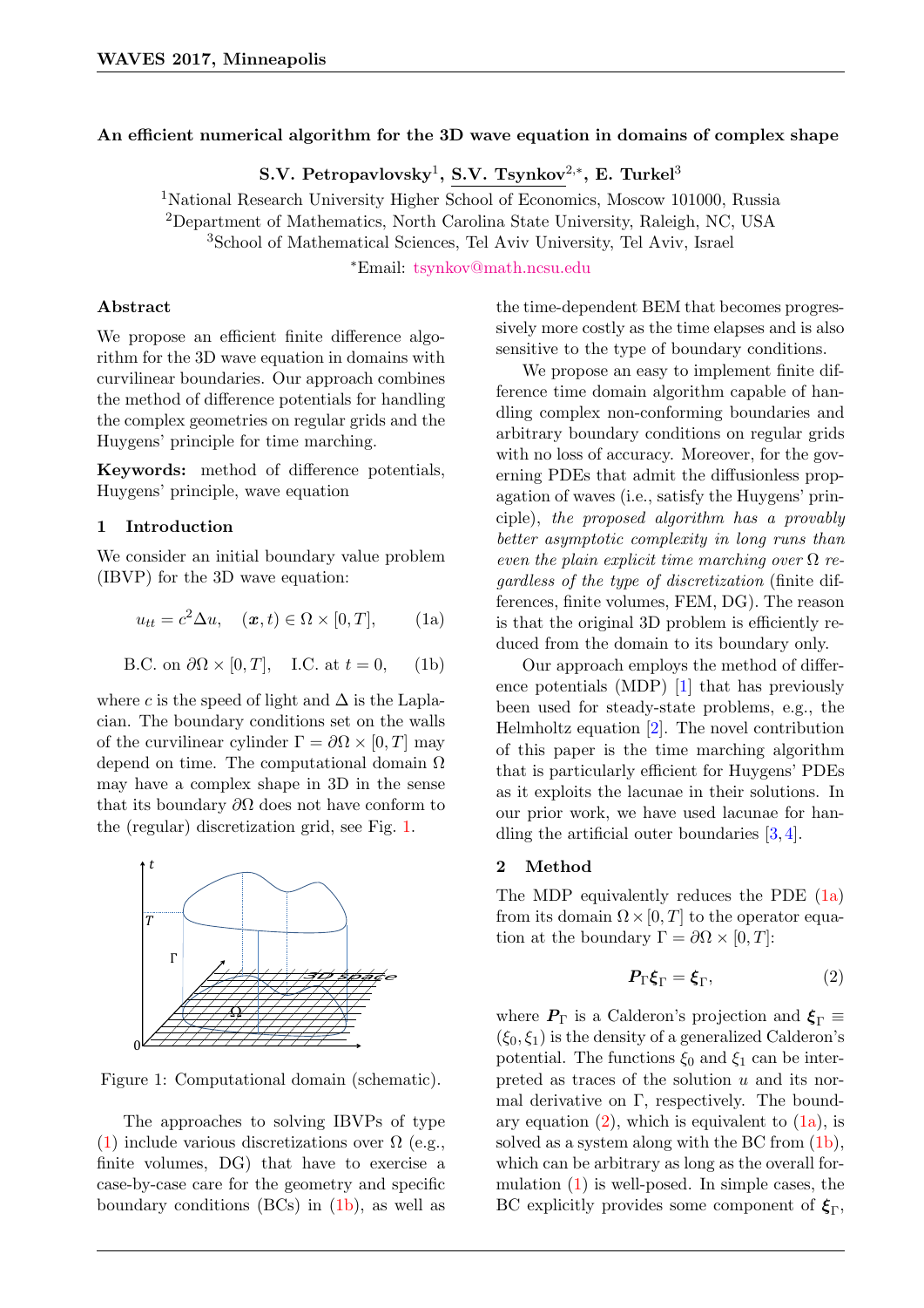## An efficient numerical algorithm for the 3D wave equation in domains of complex shape

**S.V. Petropavlovsky**[1], **S.V. Tsynkov**[2,*], **E. Turkel**[3]

[1]National Research University Higher School of Economics, Moscow 101000, Russia
[2]Department of Mathematics, North Carolina State University, Raleigh, NC, USA
[3]School of Mathematical Sciences, Tel Aviv University, Tel Aviv, Israel

*Email: tsynkov@math.ncsu.edu

### Abstract

We propose an efficient finite difference algorithm for the 3D wave equation in domains with curvilinear boundaries. Our approach combines the method of difference potentials for handling the complex geometries on regular grids and the Huygens' principle for time marching.

**Keywords:** method of difference potentials, Huygens' principle, wave equation

### 1 Introduction

We consider an initial boundary value problem (IBVP) for the 3D wave equation:

$$u_{tt} = c^2 \Delta u, \quad (\boldsymbol{x}, t) \in \Omega \times [0, T], \tag{1a}$$

$$\text{B.C. on } \partial\Omega \times [0, T], \quad \text{I.C. at } t = 0, \tag{1b}$$

where $c$ is the speed of light and $\Delta$ is the Laplacian. The boundary conditions set on the walls of the curvilinear cylinder $\Gamma = \partial\Omega \times [0, T]$ may depend on time. The computational domain $\Omega$ may have a complex shape in 3D in the sense that its boundary $\partial\Omega$ does not have conform to the (regular) discretization grid, see Fig. 1.

Figure 1: Computational domain (schematic).

The approaches to solving IBVPs of type (1) include various discretizations over $\Omega$ (e.g., finite volumes, DG) that have to exercise a case-by-case care for the geometry and specific boundary conditions (BCs) in (1b), as well as the time-dependent BEM that becomes progressively more costly as the time elapses and is also sensitive to the type of boundary conditions.

We propose an easy to implement finite difference time domain algorithm capable of handling complex non-conforming boundaries and arbitrary boundary conditions on regular grids with no loss of accuracy. Moreover, for the governing PDEs that admit the diffusionless propagation of waves (i.e., satisfy the Huygens' principle), *the proposed algorithm has a provably better asymptotic complexity in long runs than even the plain explicit time marching over $\Omega$ regardless of the type of discretization* (finite differences, finite volumes, FEM, DG). The reason is that the original 3D problem is efficiently reduced from the domain to its boundary only.

Our approach employs the method of difference potentials (MDP) [1] that has previously been used for steady-state problems, e.g., the Helmholtz equation [2]. The novel contribution of this paper is the time marching algorithm that is particularly efficient for Huygens' PDEs as it exploits the lacunae in their solutions. In our prior work, we have used lacunae for handling the artificial outer boundaries [3, 4].

### 2 Method

The MDP equivalently reduces the PDE (1a) from its domain $\Omega \times [0, T]$ to the operator equation at the boundary $\Gamma = \partial\Omega \times [0, T]$:

$$\boldsymbol{P}_\Gamma \boldsymbol{\xi}_\Gamma = \boldsymbol{\xi}_\Gamma, \tag{2}$$

where $\boldsymbol{P}_\Gamma$ is a Calderon's projection and $\boldsymbol{\xi}_\Gamma \equiv (\xi_0, \xi_1)$ is the density of a generalized Calderon's potential. The functions $\xi_0$ and $\xi_1$ can be interpreted as traces of the solution $u$ and its normal derivative on $\Gamma$, respectively. The boundary equation (2), which is equivalent to (1a), is solved as a system along with the BC from (1b), which can be arbitrary as long as the overall formulation (1) is well-posed. In simple cases, the BC explicitly provides some component of $\boldsymbol{\xi}_\Gamma$,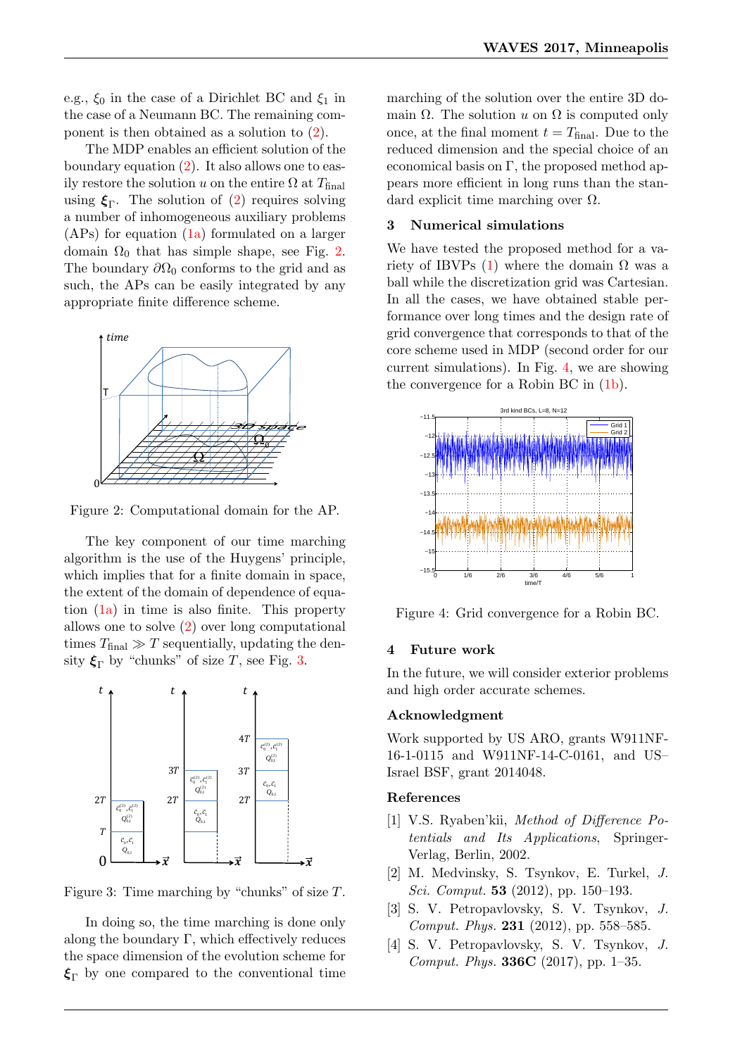e.g., $\xi_0$ in the case of a Dirichlet BC and $\xi_1$ in the case of a Neumann BC. The remaining component is then obtained as a solution to (2).

The MDP enables an efficient solution of the boundary equation (2). It also allows one to easily restore the solution $u$ on the entire $\Omega$ at $T_{\text{final}}$ using $\boldsymbol{\xi}_\Gamma$. The solution of (2) requires solving a number of inhomogeneous auxiliary problems (APs) for equation (1a) formulated on a larger domain $\Omega_0$ that has simple shape, see Fig. 2. The boundary $\partial\Omega_0$ conforms to the grid and as such, the APs can be easily integrated by any appropriate finite difference scheme.

time
T
0
3D space
$\Omega_0$
$\Omega$

Figure 2: Computational domain for the AP.

The key component of our time marching algorithm is the use of the Huygens' principle, which implies that for a finite domain in space, the extent of the domain of dependence of equation (1a) in time is also finite. This property allows one to solve (2) over long computational times $T_{\text{final}} \gg T$ sequentially, updating the density $\boldsymbol{\xi}_\Gamma$ by "chunks" of size $T$, see Fig. 3.

Figure 3: Time marching by "chunks" of size $T$.

In doing so, the time marching is done only along the boundary $\Gamma$, which effectively reduces the space dimension of the evolution scheme for $\boldsymbol{\xi}_\Gamma$ by one compared to the conventional time marching of the solution over the entire 3D domain $\Omega$. The solution $u$ on $\Omega$ is computed only once, at the final moment $t = T_{\text{final}}$. Due to the reduced dimension and the special choice of an economical basis on $\Gamma$, the proposed method appears more efficient in long runs than the standard explicit time marching over $\Omega$.

## 3 Numerical simulations

We have tested the proposed method for a variety of IBVPs (1) where the domain $\Omega$ was a ball while the discretization grid was Cartesian. In all the cases, we have obtained stable performance over long times and the design rate of grid convergence that corresponds to that of the core scheme used in MDP (second order for our current simulations). In Fig. 4, we are showing the convergence for a Robin BC in (1b).

3rd kind BCs, L=8, N=12
Grid 1
Grid 2
−11.5
−12
−12.5
−13
−13.5
−14
−14.5
−15
−15.5
0
1/6
2/6
3/6
4/6
5/6
1
time/T

Figure 4: Grid convergence for a Robin BC.

## 4 Future work

In the future, we will consider exterior problems and high order accurate schemes.

### Acknowledgment

Work supported by US ARO, grants W911NF-16-1-0115 and W911NF-14-C-0161, and US–Israel BSF, grant 2014048.

### References

[1] V.S. Ryaben'kii, *Method of Difference Potentials and Its Applications*, Springer-Verlag, Berlin, 2002.

[2] M. Medvinsky, S. Tsynkov, E. Turkel, *J. Sci. Comput.* **53** (2012), pp. 150–193.

[3] S. V. Petropavlovsky, S. V. Tsynkov, *J. Comput. Phys.* **231** (2012), pp. 558–585.

[4] S. V. Petropavlovsky, S. V. Tsynkov, *J. Comput. Phys.* **336C** (2017), pp. 1–35.